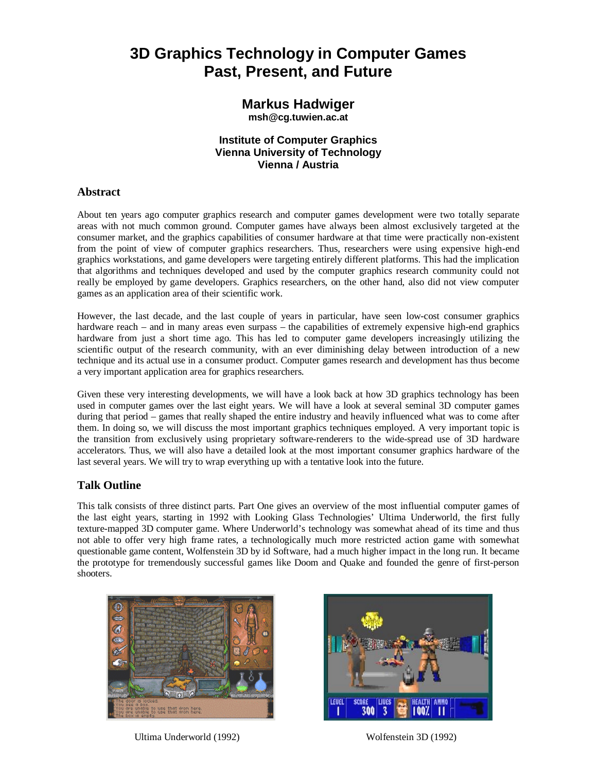# 3D Graphics Technology in Computer Games
# Past, Present, and Future

**Markus Hadwiger**
**msh@cg.tuwien.ac.at**

**Institute of Computer Graphics**
**Vienna University of Technology**
**Vienna / Austria**

## Abstract

About ten years ago computer graphics research and computer games development were two totally separate areas with not much common ground. Computer games have always been almost exclusively targeted at the consumer market, and the graphics capabilities of consumer hardware at that time were practically non-existent from the point of view of computer graphics researchers. Thus, researchers were using expensive high-end graphics workstations, and game developers were targeting entirely different platforms. This had the implication that algorithms and techniques developed and used by the computer graphics research community could not really be employed by game developers. Graphics researchers, on the other hand, also did not view computer games as an application area of their scientific work.

However, the last decade, and the last couple of years in particular, have seen low-cost consumer graphics hardware reach – and in many areas even surpass – the capabilities of extremely expensive high-end graphics hardware from just a short time ago. This has led to computer game developers increasingly utilizing the scientific output of the research community, with an ever diminishing delay between introduction of a new technique and its actual use in a consumer product. Computer games research and development has thus become a very important application area for graphics researchers.

Given these very interesting developments, we will have a look back at how 3D graphics technology has been used in computer games over the last eight years. We will have a look at several seminal 3D computer games during that period – games that really shaped the entire industry and heavily influenced what was to come after them. In doing so, we will discuss the most important graphics techniques employed. A very important topic is the transition from exclusively using proprietary software-renderers to the wide-spread use of 3D hardware accelerators. Thus, we will also have a detailed look at the most important consumer graphics hardware of the last several years. We will try to wrap everything up with a tentative look into the future.

## Talk Outline

This talk consists of three distinct parts. Part One gives an overview of the most influential computer games of the last eight years, starting in 1992 with Looking Glass Technologies' Ultima Underworld, the first fully texture-mapped 3D computer game. Where Underworld's technology was somewhat ahead of its time and thus not able to offer very high frame rates, a technologically much more restricted action game with somewhat questionable game content, Wolfenstein 3D by id Software, had a much higher impact in the long run. It became the prototype for tremendously successful games like Doom and Quake and founded the genre of first-person shooters.

Ultima Underworld (1992)

Wolfenstein 3D (1992)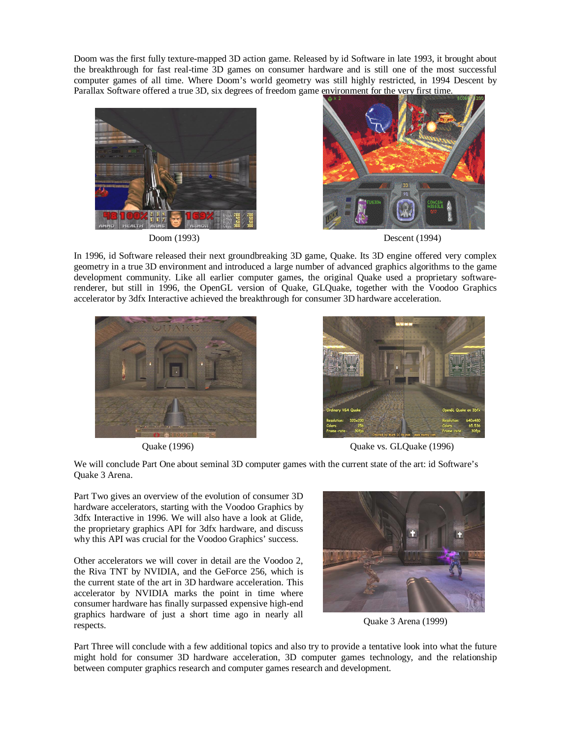Doom was the first fully texture-mapped 3D action game. Released by id Software in late 1993, it brought about the breakthrough for fast real-time 3D games on consumer hardware and is still one of the most successful computer games of all time. Where Doom's world geometry was still highly restricted, in 1994 Descent by Parallax Software offered a true 3D, six degrees of freedom game environment for the very first time.

Doom (1993)

Descent (1994)

In 1996, id Software released their next groundbreaking 3D game, Quake. Its 3D engine offered very complex geometry in a true 3D environment and introduced a large number of advanced graphics algorithms to the game development community. Like all earlier computer games, the original Quake used a proprietary software-renderer, but still in 1996, the OpenGL version of Quake, GLQuake, together with the Voodoo Graphics accelerator by 3dfx Interactive achieved the breakthrough for consumer 3D hardware acceleration.

Quake (1996)

Quake vs. GLQuake (1996)

We will conclude Part One about seminal 3D computer games with the current state of the art: id Software's Quake 3 Arena.

Part Two gives an overview of the evolution of consumer 3D hardware accelerators, starting with the Voodoo Graphics by 3dfx Interactive in 1996. We will also have a look at Glide, the proprietary graphics API for 3dfx hardware, and discuss why this API was crucial for the Voodoo Graphics' success.

Other accelerators we will cover in detail are the Voodoo 2, the Riva TNT by NVIDIA, and the GeForce 256, which is the current state of the art in 3D hardware acceleration. This accelerator by NVIDIA marks the point in time where consumer hardware has finally surpassed expensive high-end graphics hardware of just a short time ago in nearly all respects.

Quake 3 Arena (1999)

Part Three will conclude with a few additional topics and also try to provide a tentative look into what the future might hold for consumer 3D hardware acceleration, 3D computer games technology, and the relationship between computer graphics research and computer games research and development.